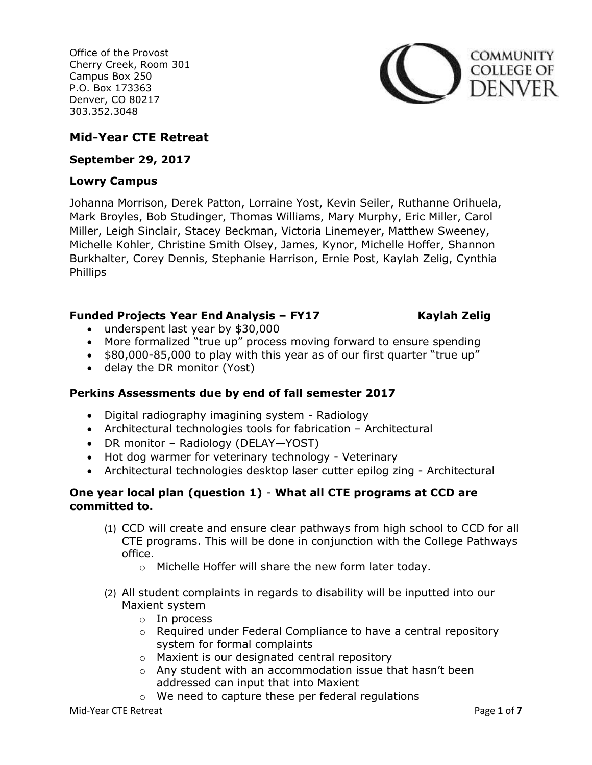Office of the Provost
Cherry Creek, Room 301
Campus Box 250
P.O. Box 173363
Denver, CO 80217
303.352.3048

COMMUNITY COLLEGE OF DENVER

## Mid-Year CTE Retreat

### September 29, 2017

### Lowry Campus

Johanna Morrison, Derek Patton, Lorraine Yost, Kevin Seiler, Ruthanne Orihuela, Mark Broyles, Bob Studinger, Thomas Williams, Mary Murphy, Eric Miller, Carol Miller, Leigh Sinclair, Stacey Beckman, Victoria Linemeyer, Matthew Sweeney, Michelle Kohler, Christine Smith Olsey, James, Kynor, Michelle Hoffer, Shannon Burkhalter, Corey Dennis, Stephanie Harrison, Ernie Post, Kaylah Zelig, Cynthia Phillips

**Funded Projects Year End Analysis – FY17 Kaylah Zelig**

- underspent last year by $30,000
- More formalized "true up" process moving forward to ensure spending
- $80,000-85,000 to play with this year as of our first quarter "true up"
- delay the DR monitor (Yost)

**Perkins Assessments due by end of fall semester 2017**

- Digital radiography imagining system - Radiology
- Architectural technologies tools for fabrication – Architectural
- DR monitor – Radiology (DELAY—YOST)
- Hot dog warmer for veterinary technology - Veterinary
- Architectural technologies desktop laser cutter epilog zing - Architectural

**One year local plan (question 1) - What all CTE programs at CCD are committed to.**

(1) CCD will create and ensure clear pathways from high school to CCD for all CTE programs. This will be done in conjunction with the College Pathways office.
   - Michelle Hoffer will share the new form later today.

(2) All student complaints in regards to disability will be inputted into our Maxient system
   - In process
   - Required under Federal Compliance to have a central repository system for formal complaints
   - Maxient is our designated central repository
   - Any student with an accommodation issue that hasn't been addressed can input that into Maxient
   - We need to capture these per federal regulations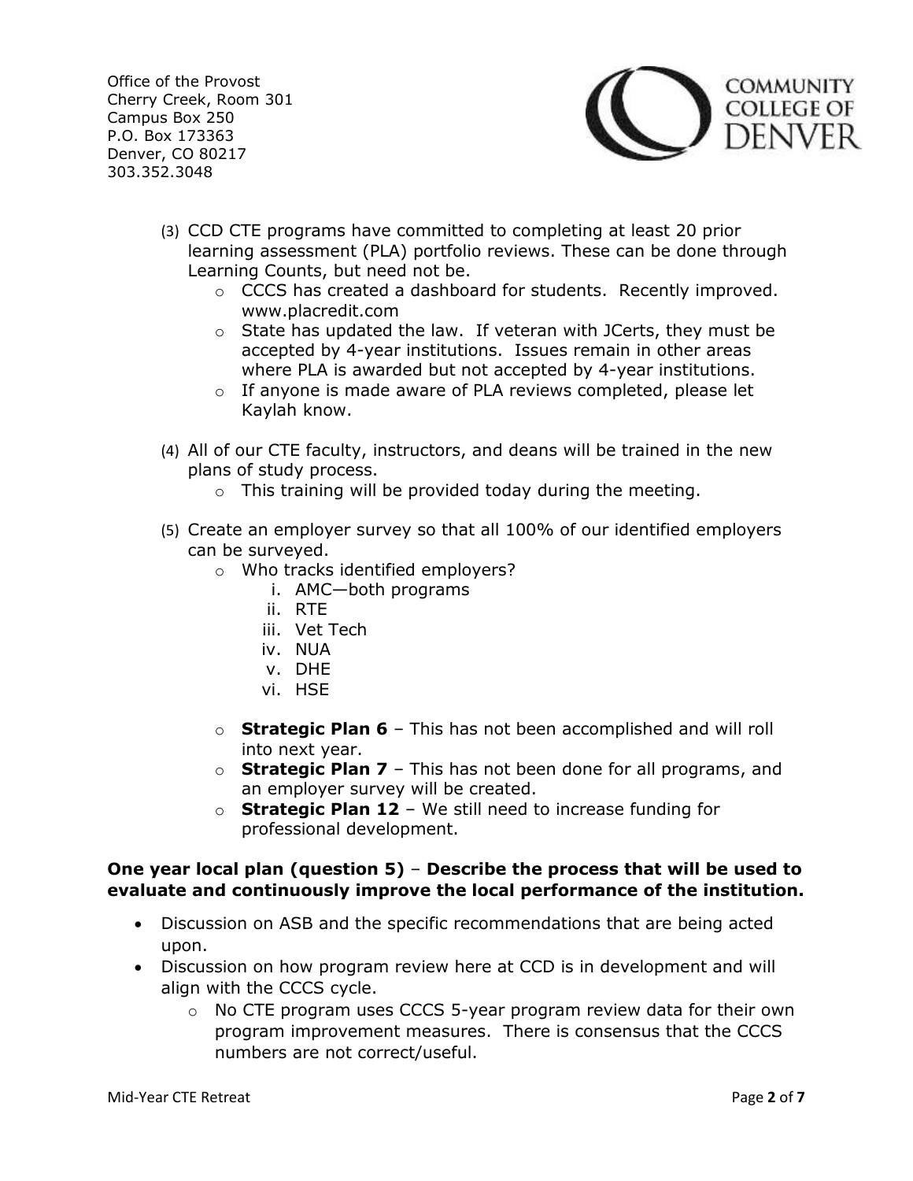Office of the Provost
Cherry Creek, Room 301
Campus Box 250
P.O. Box 173363
Denver, CO 80217
303.352.3048

(3) CCD CTE programs have committed to completing at least 20 prior learning assessment (PLA) portfolio reviews. These can be done through Learning Counts, but need not be.
   - CCCS has created a dashboard for students. Recently improved. www.placredit.com
   - State has updated the law. If veteran with JCerts, they must be accepted by 4-year institutions. Issues remain in other areas where PLA is awarded but not accepted by 4-year institutions.
   - If anyone is made aware of PLA reviews completed, please let Kaylah know.

(4) All of our CTE faculty, instructors, and deans will be trained in the new plans of study process.
   - This training will be provided today during the meeting.

(5) Create an employer survey so that all 100% of our identified employers can be surveyed.
   - Who tracks identified employers?
      i. AMC—both programs
      ii. RTE
      iii. Vet Tech
      iv. NUA
      v. DHE
      vi. HSE
   - **Strategic Plan 6** – This has not been accomplished and will roll into next year.
   - **Strategic Plan 7** – This has not been done for all programs, and an employer survey will be created.
   - **Strategic Plan 12** – We still need to increase funding for professional development.

**One year local plan (question 5)** – **Describe the process that will be used to evaluate and continuously improve the local performance of the institution.**

- Discussion on ASB and the specific recommendations that are being acted upon.
- Discussion on how program review here at CCD is in development and will align with the CCCS cycle.
   - No CTE program uses CCCS 5-year program review data for their own program improvement measures. There is consensus that the CCCS numbers are not correct/useful.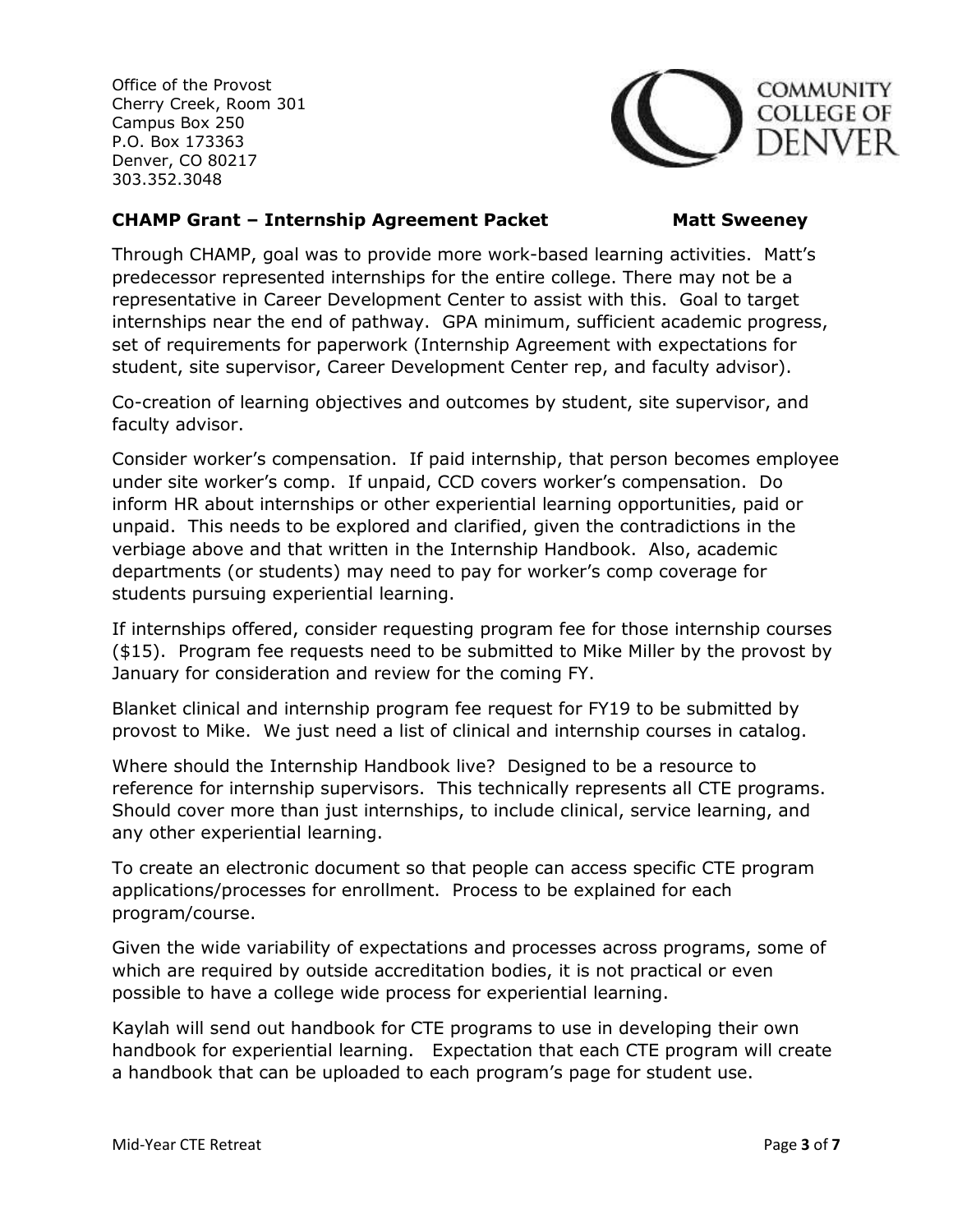Office of the Provost
Cherry Creek, Room 301
Campus Box 250
P.O. Box 173363
Denver, CO 80217
303.352.3048

COMMUNITY COLLEGE OF DENVER

**CHAMP Grant – Internship Agreement Packet** **Matt Sweeney**

Through CHAMP, goal was to provide more work-based learning activities. Matt's predecessor represented internships for the entire college. There may not be a representative in Career Development Center to assist with this. Goal to target internships near the end of pathway. GPA minimum, sufficient academic progress, set of requirements for paperwork (Internship Agreement with expectations for student, site supervisor, Career Development Center rep, and faculty advisor).

Co-creation of learning objectives and outcomes by student, site supervisor, and faculty advisor.

Consider worker's compensation. If paid internship, that person becomes employee under site worker's comp. If unpaid, CCD covers worker's compensation. Do inform HR about internships or other experiential learning opportunities, paid or unpaid. This needs to be explored and clarified, given the contradictions in the verbiage above and that written in the Internship Handbook. Also, academic departments (or students) may need to pay for worker's comp coverage for students pursuing experiential learning.

If internships offered, consider requesting program fee for those internship courses ($15). Program fee requests need to be submitted to Mike Miller by the provost by January for consideration and review for the coming FY.

Blanket clinical and internship program fee request for FY19 to be submitted by provost to Mike. We just need a list of clinical and internship courses in catalog.

Where should the Internship Handbook live? Designed to be a resource to reference for internship supervisors. This technically represents all CTE programs. Should cover more than just internships, to include clinical, service learning, and any other experiential learning.

To create an electronic document so that people can access specific CTE program applications/processes for enrollment. Process to be explained for each program/course.

Given the wide variability of expectations and processes across programs, some of which are required by outside accreditation bodies, it is not practical or even possible to have a college wide process for experiential learning.

Kaylah will send out handbook for CTE programs to use in developing their own handbook for experiential learning. Expectation that each CTE program will create a handbook that can be uploaded to each program's page for student use.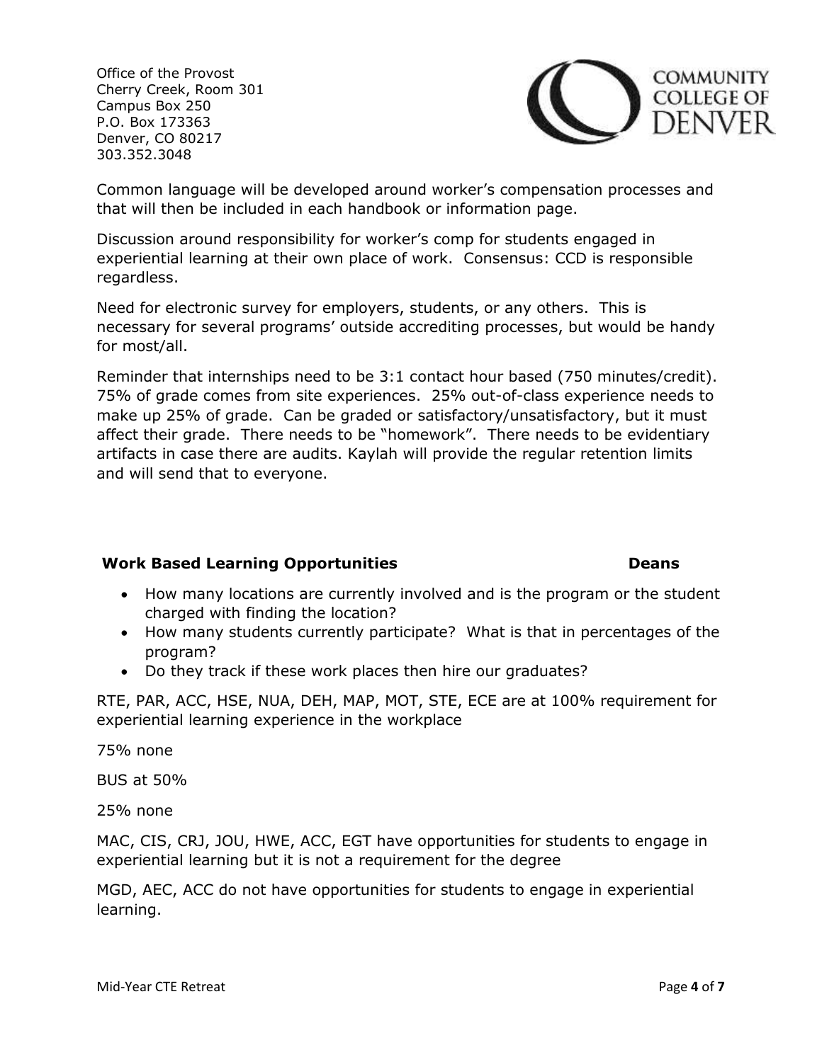Office of the Provost
Cherry Creek, Room 301
Campus Box 250
P.O. Box 173363
Denver, CO 80217
303.352.3048

Common language will be developed around worker's compensation processes and that will then be included in each handbook or information page.

Discussion around responsibility for worker's comp for students engaged in experiential learning at their own place of work. Consensus: CCD is responsible regardless.

Need for electronic survey for employers, students, or any others. This is necessary for several programs' outside accrediting processes, but would be handy for most/all.

Reminder that internships need to be 3:1 contact hour based (750 minutes/credit). 75% of grade comes from site experiences. 25% out-of-class experience needs to make up 25% of grade. Can be graded or satisfactory/unsatisfactory, but it must affect their grade. There needs to be "homework". There needs to be evidentiary artifacts in case there are audits. Kaylah will provide the regular retention limits and will send that to everyone.

**Work Based Learning Opportunities** **Deans**

- How many locations are currently involved and is the program or the student charged with finding the location?
- How many students currently participate? What is that in percentages of the program?
- Do they track if these work places then hire our graduates?

RTE, PAR, ACC, HSE, NUA, DEH, MAP, MOT, STE, ECE are at 100% requirement for experiential learning experience in the workplace

75% none

BUS at 50%

25% none

MAC, CIS, CRJ, JOU, HWE, ACC, EGT have opportunities for students to engage in experiential learning but it is not a requirement for the degree

MGD, AEC, ACC do not have opportunities for students to engage in experiential learning.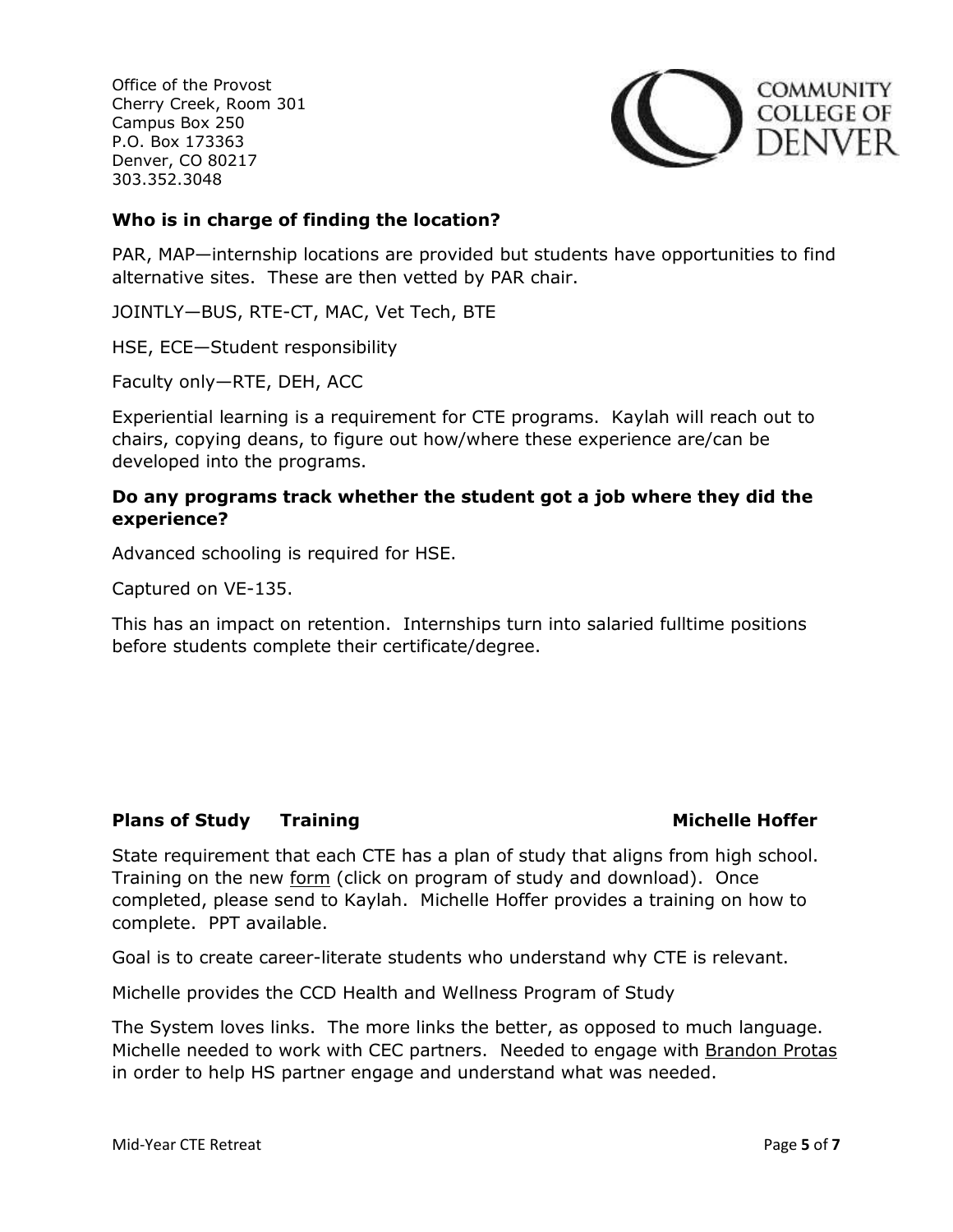Office of the Provost
Cherry Creek, Room 301
Campus Box 250
P.O. Box 173363
Denver, CO 80217
303.352.3048

**Who is in charge of finding the location?**

PAR, MAP—internship locations are provided but students have opportunities to find alternative sites. These are then vetted by PAR chair.

JOINTLY—BUS, RTE-CT, MAC, Vet Tech, BTE

HSE, ECE—Student responsibility

Faculty only—RTE, DEH, ACC

Experiential learning is a requirement for CTE programs. Kaylah will reach out to chairs, copying deans, to figure out how/where these experience are/can be developed into the programs.

**Do any programs track whether the student got a job where they did the experience?**

Advanced schooling is required for HSE.

Captured on VE-135.

This has an impact on retention. Internships turn into salaried fulltime positions before students complete their certificate/degree.

**Plans of Study Training** **Michelle Hoffer**

State requirement that each CTE has a plan of study that aligns from high school. Training on the new form (click on program of study and download). Once completed, please send to Kaylah. Michelle Hoffer provides a training on how to complete. PPT available.

Goal is to create career-literate students who understand why CTE is relevant.

Michelle provides the CCD Health and Wellness Program of Study

The System loves links. The more links the better, as opposed to much language. Michelle needed to work with CEC partners. Needed to engage with Brandon Protas in order to help HS partner engage and understand what was needed.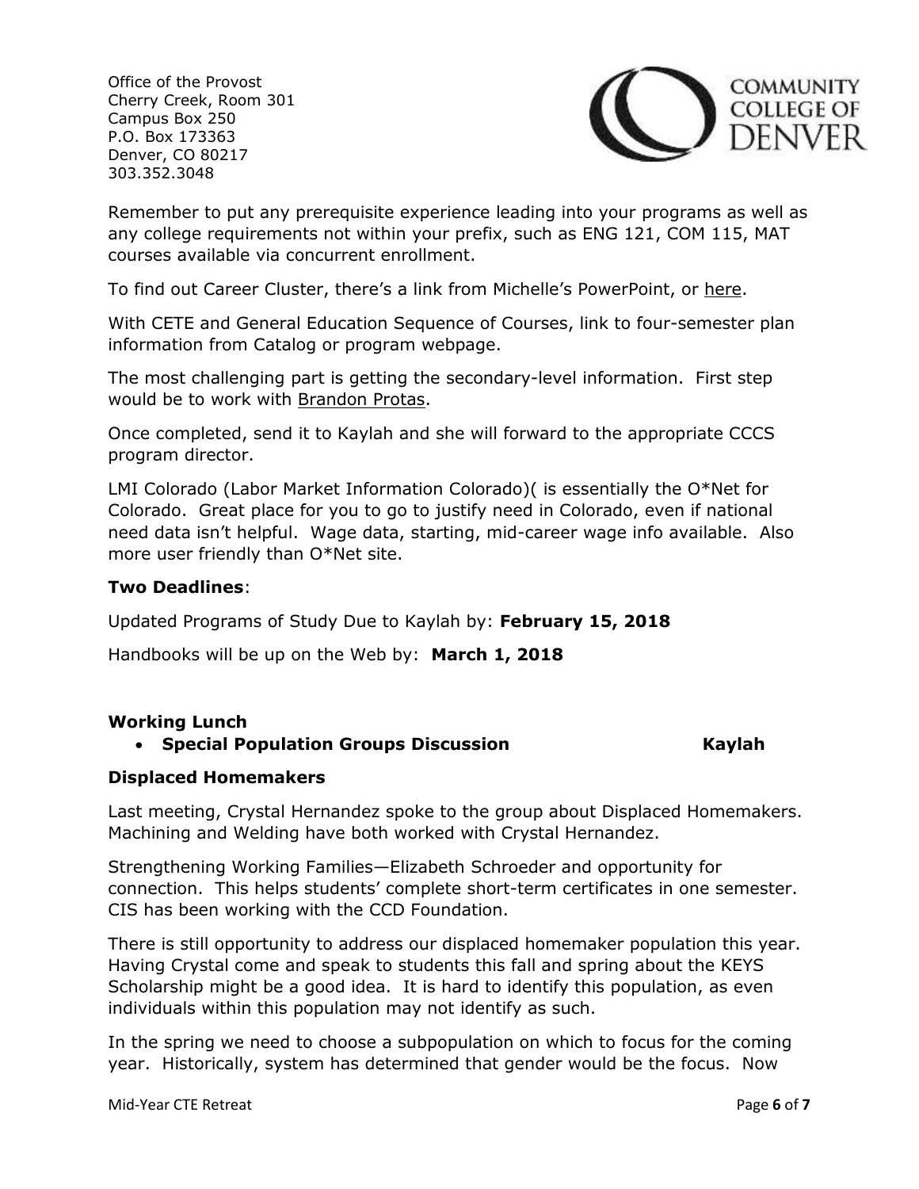Office of the Provost
Cherry Creek, Room 301
Campus Box 250
P.O. Box 173363
Denver, CO 80217
303.352.3048

Remember to put any prerequisite experience leading into your programs as well as any college requirements not within your prefix, such as ENG 121, COM 115, MAT courses available via concurrent enrollment.

To find out Career Cluster, there's a link from Michelle's PowerPoint, or here.

With CETE and General Education Sequence of Courses, link to four-semester plan information from Catalog or program webpage.

The most challenging part is getting the secondary-level information. First step would be to work with Brandon Protas.

Once completed, send it to Kaylah and she will forward to the appropriate CCCS program director.

LMI Colorado (Labor Market Information Colorado)( is essentially the O*Net for Colorado. Great place for you to go to justify need in Colorado, even if national need data isn't helpful. Wage data, starting, mid-career wage info available. Also more user friendly than O*Net site.

**Two Deadlines**:

Updated Programs of Study Due to Kaylah by: **February 15, 2018**

Handbooks will be up on the Web by: **March 1, 2018**

**Working Lunch**

- **Special Population Groups Discussion** **Kaylah**

**Displaced Homemakers**

Last meeting, Crystal Hernandez spoke to the group about Displaced Homemakers. Machining and Welding have both worked with Crystal Hernandez.

Strengthening Working Families—Elizabeth Schroeder and opportunity for connection. This helps students' complete short-term certificates in one semester. CIS has been working with the CCD Foundation.

There is still opportunity to address our displaced homemaker population this year. Having Crystal come and speak to students this fall and spring about the KEYS Scholarship might be a good idea. It is hard to identify this population, as even individuals within this population may not identify as such.

In the spring we need to choose a subpopulation on which to focus for the coming year. Historically, system has determined that gender would be the focus. Now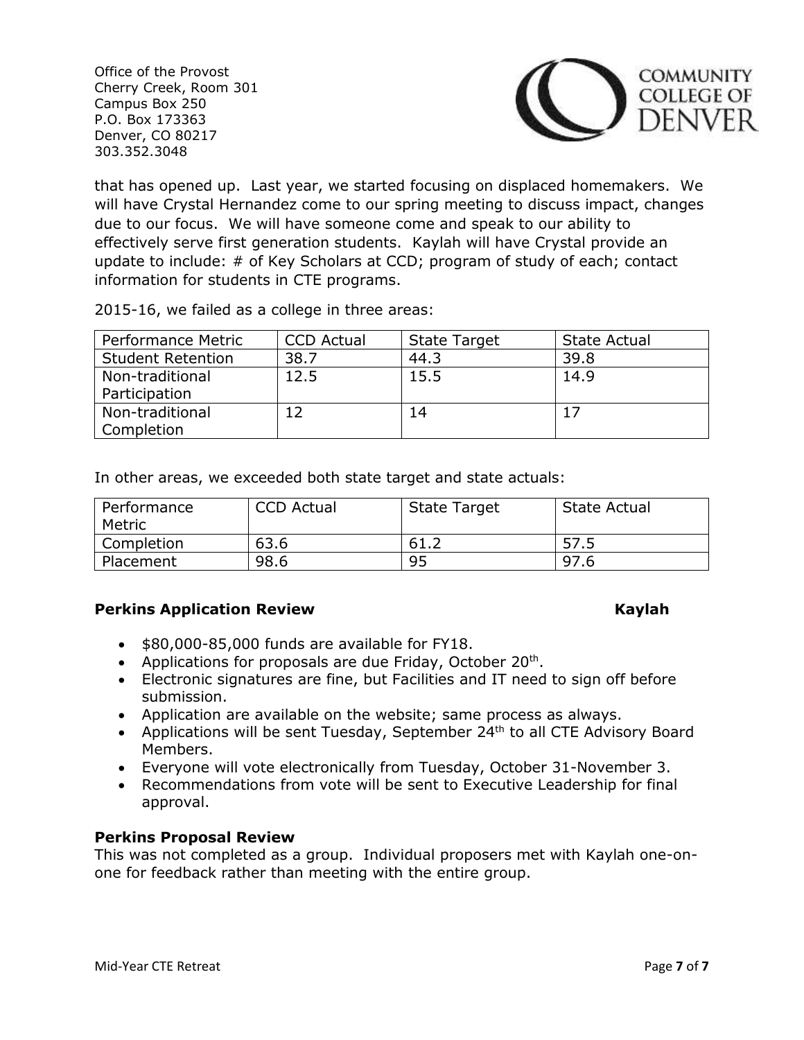Office of the Provost
Cherry Creek, Room 301
Campus Box 250
P.O. Box 173363
Denver, CO 80217
303.352.3048

that has opened up. Last year, we started focusing on displaced homemakers. We will have Crystal Hernandez come to our spring meeting to discuss impact, changes due to our focus. We will have someone come and speak to our ability to effectively serve first generation students. Kaylah will have Crystal provide an update to include: # of Key Scholars at CCD; program of study of each; contact information for students in CTE programs.

2015-16, we failed as a college in three areas:

| Performance Metric | CCD Actual | State Target | State Actual |
|---|---|---|---|
| Student Retention | 38.7 | 44.3 | 39.8 |
| Non-traditional Participation | 12.5 | 15.5 | 14.9 |
| Non-traditional Completion | 12 | 14 | 17 |

In other areas, we exceeded both state target and state actuals:

| Performance Metric | CCD Actual | State Target | State Actual |
|---|---|---|---|
| Completion | 63.6 | 61.2 | 57.5 |
| Placement | 98.6 | 95 | 97.6 |

**Perkins Application Review** **Kaylah**

- $80,000-85,000 funds are available for FY18.
- Applications for proposals are due Friday, October 20th.
- Electronic signatures are fine, but Facilities and IT need to sign off before submission.
- Application are available on the website; same process as always.
- Applications will be sent Tuesday, September 24th to all CTE Advisory Board Members.
- Everyone will vote electronically from Tuesday, October 31-November 3.
- Recommendations from vote will be sent to Executive Leadership for final approval.

**Perkins Proposal Review**

This was not completed as a group. Individual proposers met with Kaylah one-on-one for feedback rather than meeting with the entire group.